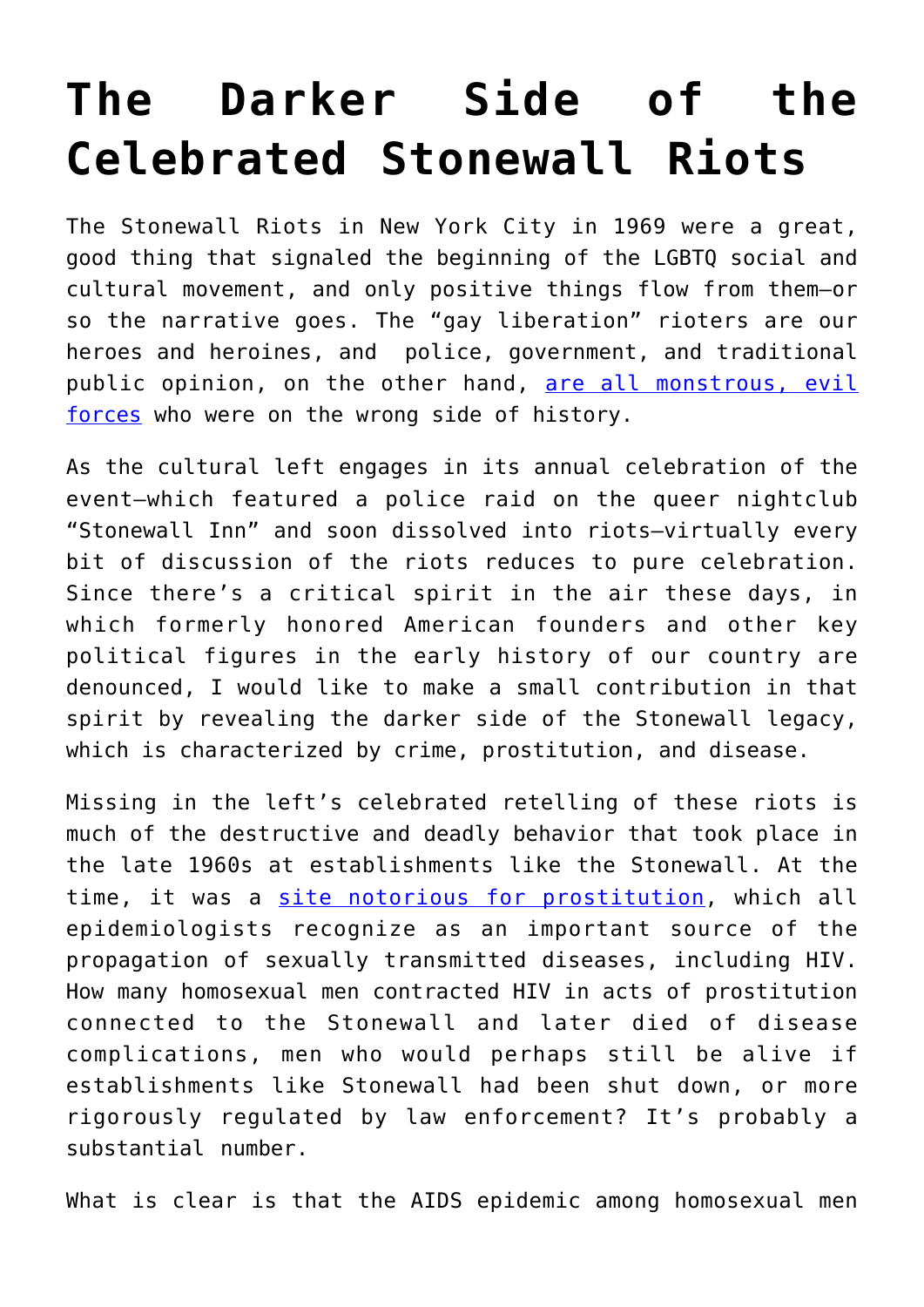# The Darker Side of the Celebrated Stonewall Riots

The Stonewall Riots in New York City in 1969 were a great, good thing that signaled the beginning of the LGBTQ social and cultural movement, and only positive things flow from them—or so the narrative goes. The "gay liberation" rioters are our heroes and heroines, and police, government, and traditional public opinion, on the other hand, [are all monstrous, evil forces](#) who were on the wrong side of history.

As the cultural left engages in its annual celebration of the event—which featured a police raid on the queer nightclub "Stonewall Inn" and soon dissolved into riots—virtually every bit of discussion of the riots reduces to pure celebration. Since there's a critical spirit in the air these days, in which formerly honored American founders and other key political figures in the early history of our country are denounced, I would like to make a small contribution in that spirit by revealing the darker side of the Stonewall legacy, which is characterized by crime, prostitution, and disease.

Missing in the left's celebrated retelling of these riots is much of the destructive and deadly behavior that took place in the late 1960s at establishments like the Stonewall. At the time, it was a [site notorious for prostitution](#), which all epidemiologists recognize as an important source of the propagation of sexually transmitted diseases, including HIV. How many homosexual men contracted HIV in acts of prostitution connected to the Stonewall and later died of disease complications, men who would perhaps still be alive if establishments like Stonewall had been shut down, or more rigorously regulated by law enforcement? It's probably a substantial number.

What is clear is that the AIDS epidemic among homosexual men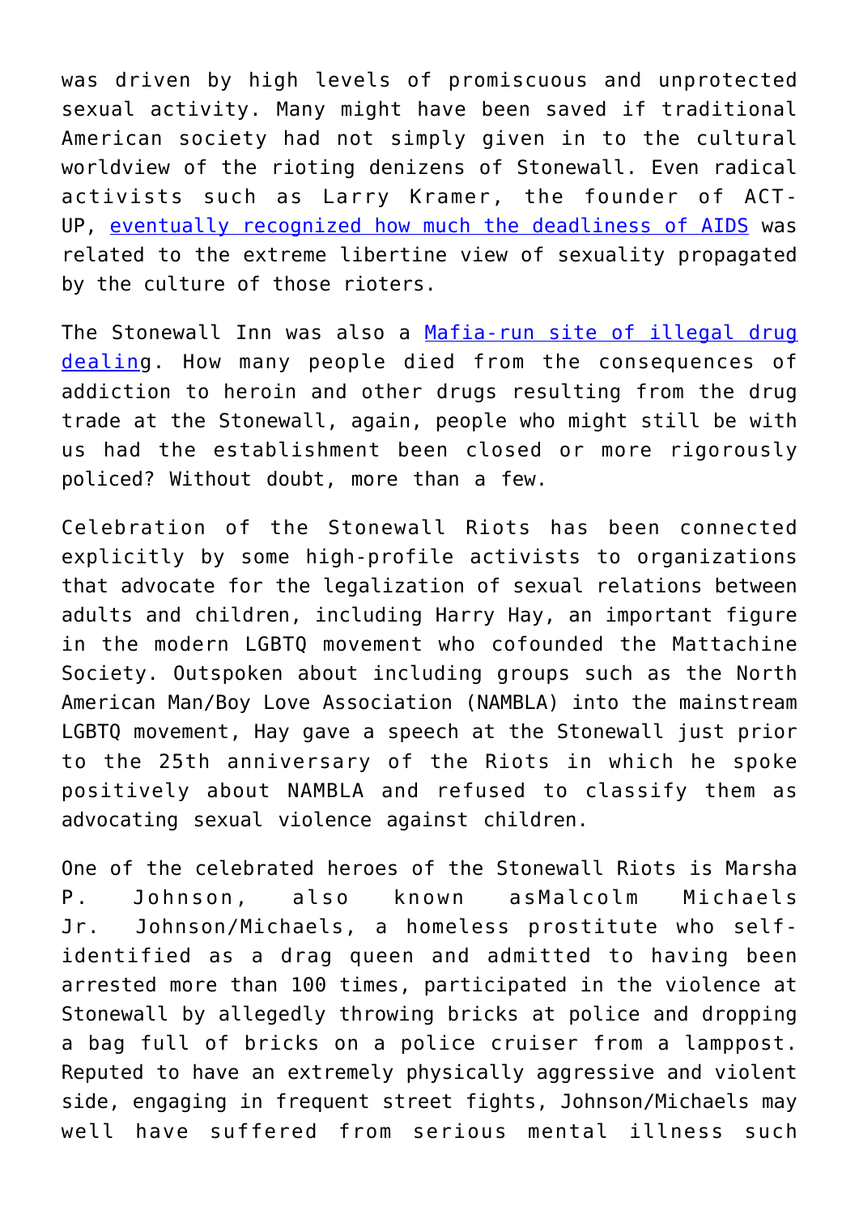was driven by high levels of promiscuous and unprotected sexual activity. Many might have been saved if traditional American society had not simply given in to the cultural worldview of the rioting denizens of Stonewall. Even radical activists such as Larry Kramer, the founder of ACT-UP, eventually recognized how much the deadliness of AIDS was related to the extreme libertine view of sexuality propagated by the culture of those rioters.

The Stonewall Inn was also a Mafia-run site of illegal drug dealing. How many people died from the consequences of addiction to heroin and other drugs resulting from the drug trade at the Stonewall, again, people who might still be with us had the establishment been closed or more rigorously policed? Without doubt, more than a few.

Celebration of the Stonewall Riots has been connected explicitly by some high-profile activists to organizations that advocate for the legalization of sexual relations between adults and children, including Harry Hay, an important figure in the modern LGBTQ movement who cofounded the Mattachine Society. Outspoken about including groups such as the North American Man/Boy Love Association (NAMBLA) into the mainstream LGBTQ movement, Hay gave a speech at the Stonewall just prior to the 25th anniversary of the Riots in which he spoke positively about NAMBLA and refused to classify them as advocating sexual violence against children.

One of the celebrated heroes of the Stonewall Riots is Marsha P. Johnson, also known asMalcolm Michaels Jr. Johnson/Michaels, a homeless prostitute who self-identified as a drag queen and admitted to having been arrested more than 100 times, participated in the violence at Stonewall by allegedly throwing bricks at police and dropping a bag full of bricks on a police cruiser from a lamppost. Reputed to have an extremely physically aggressive and violent side, engaging in frequent street fights, Johnson/Michaels may well have suffered from serious mental illness such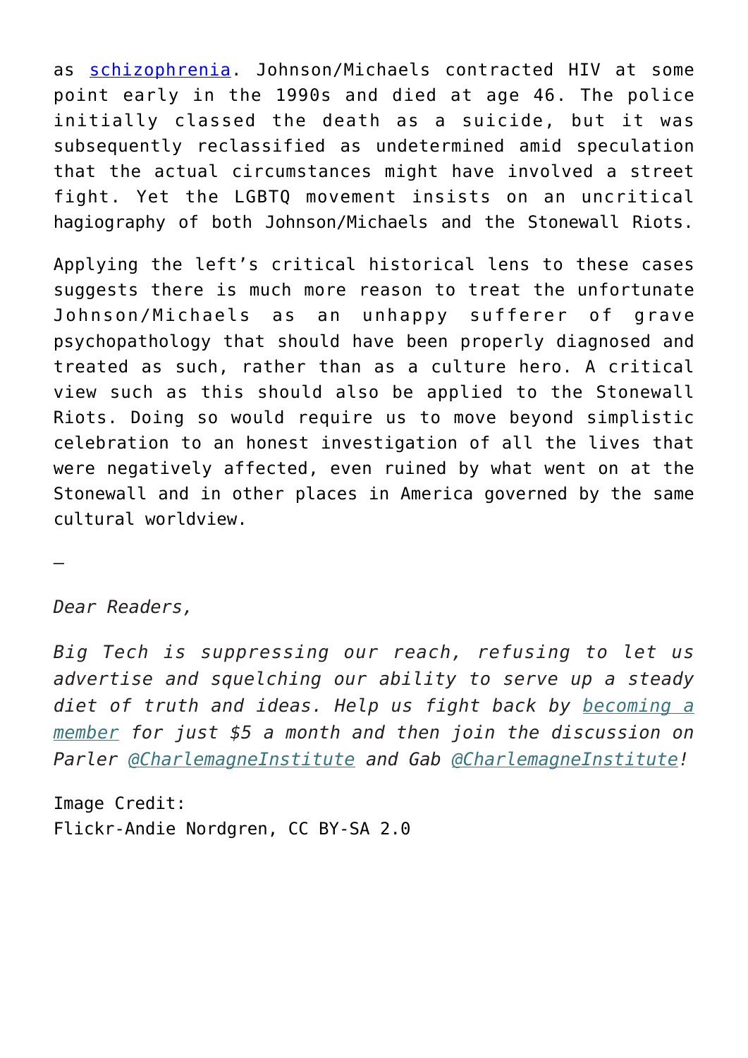as schizophrenia. Johnson/Michaels contracted HIV at some point early in the 1990s and died at age 46. The police initially classed the death as a suicide, but it was subsequently reclassified as undetermined amid speculation that the actual circumstances might have involved a street fight. Yet the LGBTQ movement insists on an uncritical hagiography of both Johnson/Michaels and the Stonewall Riots.

Applying the left's critical historical lens to these cases suggests there is much more reason to treat the unfortunate Johnson/Michaels as an unhappy sufferer of grave psychopathology that should have been properly diagnosed and treated as such, rather than as a culture hero. A critical view such as this should also be applied to the Stonewall Riots. Doing so would require us to move beyond simplistic celebration to an honest investigation of all the lives that were negatively affected, even ruined by what went on at the Stonewall and in other places in America governed by the same cultural worldview.

—

*Dear Readers,*

*Big Tech is suppressing our reach, refusing to let us advertise and squelching our ability to serve up a steady diet of truth and ideas. Help us fight back by becoming a member for just $5 a month and then join the discussion on Parler @CharlemagneInstitute and Gab @CharlemagneInstitute!*

Image Credit:
Flickr-Andie Nordgren, CC BY-SA 2.0